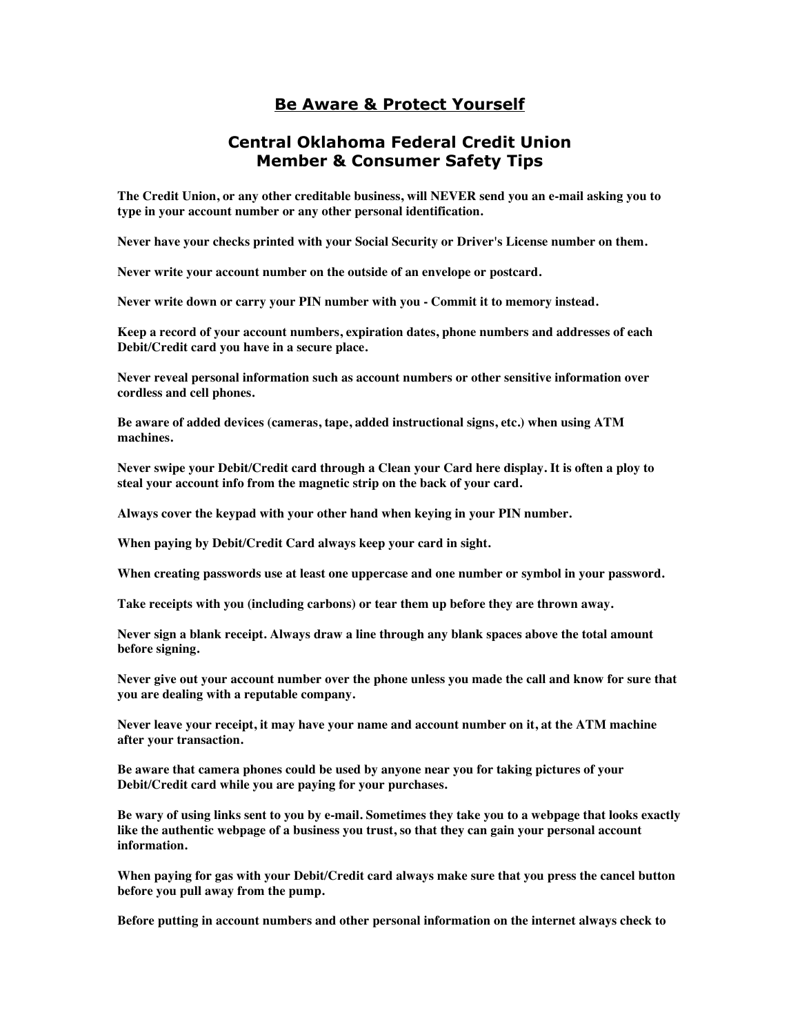# Be Aware & Protect Yourself

## Central Oklahoma Federal Credit Union
## Member & Consumer Safety Tips

**The Credit Union, or any other creditable business, will NEVER send you an e-mail asking you to type in your account number or any other personal identification.**

**Never have your checks printed with your Social Security or Driver's License number on them.**

**Never write your account number on the outside of an envelope or postcard.**

**Never write down or carry your PIN number with you - Commit it to memory instead.**

**Keep a record of your account numbers, expiration dates, phone numbers and addresses of each Debit/Credit card you have in a secure place.**

**Never reveal personal information such as account numbers or other sensitive information over cordless and cell phones.**

**Be aware of added devices (cameras, tape, added instructional signs, etc.) when using ATM machines.**

**Never swipe your Debit/Credit card through a Clean your Card here display. It is often a ploy to steal your account info from the magnetic strip on the back of your card.**

**Always cover the keypad with your other hand when keying in your PIN number.**

**When paying by Debit/Credit Card always keep your card in sight.**

**When creating passwords use at least one uppercase and one number or symbol in your password.**

**Take receipts with you (including carbons) or tear them up before they are thrown away.**

**Never sign a blank receipt. Always draw a line through any blank spaces above the total amount before signing.**

**Never give out your account number over the phone unless you made the call and know for sure that you are dealing with a reputable company.**

**Never leave your receipt, it may have your name and account number on it, at the ATM machine after your transaction.**

**Be aware that camera phones could be used by anyone near you for taking pictures of your Debit/Credit card while you are paying for your purchases.**

**Be wary of using links sent to you by e-mail. Sometimes they take you to a webpage that looks exactly like the authentic webpage of a business you trust, so that they can gain your personal account information.**

**When paying for gas with your Debit/Credit card always make sure that you press the cancel button before you pull away from the pump.**

**Before putting in account numbers and other personal information on the internet always check to**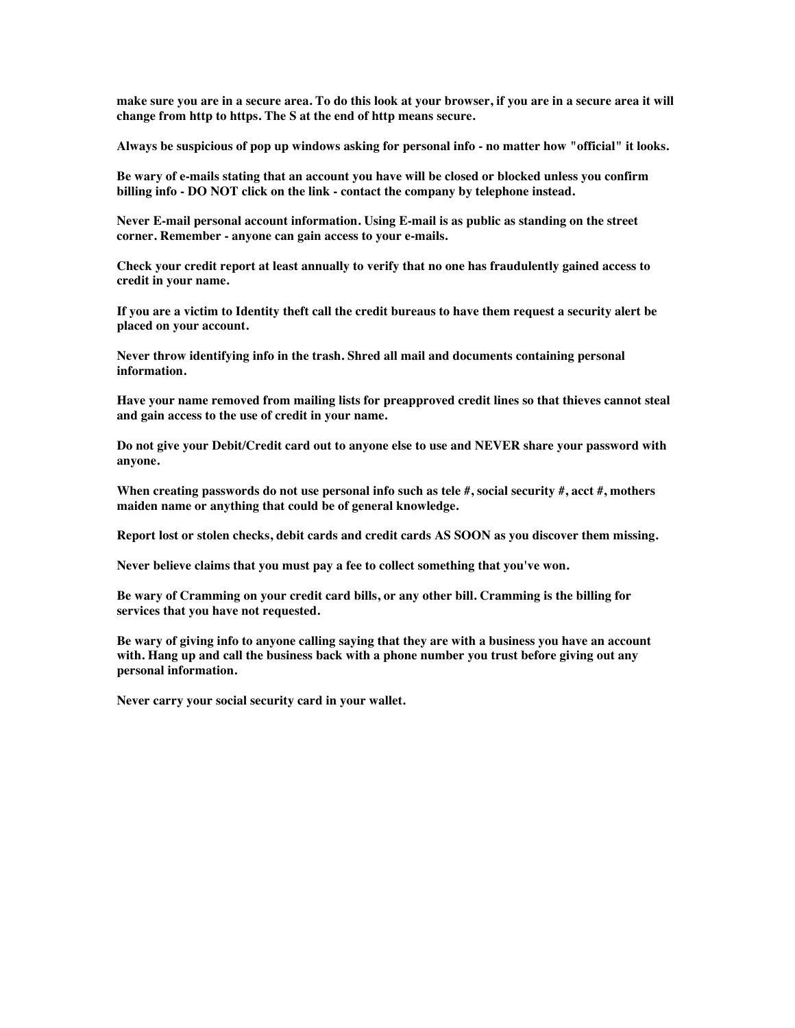**make sure you are in a secure area. To do this look at your browser, if you are in a secure area it will change from http to https. The S at the end of http means secure.**

**Always be suspicious of pop up windows asking for personal info - no matter how "official" it looks.**

**Be wary of e-mails stating that an account you have will be closed or blocked unless you confirm billing info - DO NOT click on the link - contact the company by telephone instead.**

**Never E-mail personal account information. Using E-mail is as public as standing on the street corner. Remember - anyone can gain access to your e-mails.**

**Check your credit report at least annually to verify that no one has fraudulently gained access to credit in your name.**

**If you are a victim to Identity theft call the credit bureaus to have them request a security alert be placed on your account.**

**Never throw identifying info in the trash. Shred all mail and documents containing personal information.**

**Have your name removed from mailing lists for preapproved credit lines so that thieves cannot steal and gain access to the use of credit in your name.**

**Do not give your Debit/Credit card out to anyone else to use and NEVER share your password with anyone.**

**When creating passwords do not use personal info such as tele #, social security #, acct #, mothers maiden name or anything that could be of general knowledge.**

**Report lost or stolen checks, debit cards and credit cards AS SOON as you discover them missing.**

**Never believe claims that you must pay a fee to collect something that you've won.**

**Be wary of Cramming on your credit card bills, or any other bill. Cramming is the billing for services that you have not requested.**

**Be wary of giving info to anyone calling saying that they are with a business you have an account with. Hang up and call the business back with a phone number you trust before giving out any personal information.**

**Never carry your social security card in your wallet.**